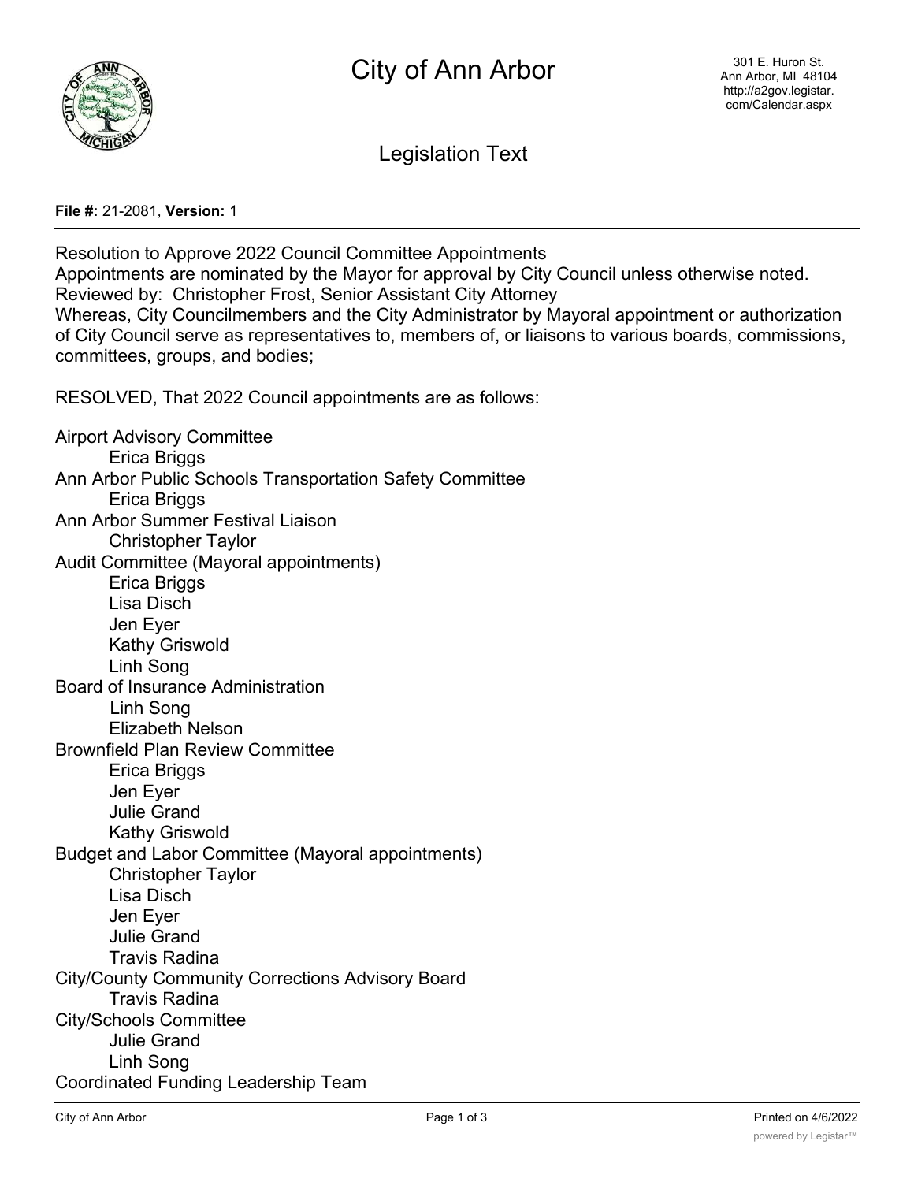# City of Ann Arbor

301 E. Huron St.
Ann Arbor, MI 48104
http://a2gov.legistar.com/Calendar.aspx

## Legislation Text

**File #:** 21-2081, **Version:** 1

Resolution to Approve 2022 Council Committee Appointments
Appointments are nominated by the Mayor for approval by City Council unless otherwise noted.
Reviewed by: Christopher Frost, Senior Assistant City Attorney
Whereas, City Councilmembers and the City Administrator by Mayoral appointment or authorization of City Council serve as representatives to, members of, or liaisons to various boards, commissions, committees, groups, and bodies;

RESOLVED, That 2022 Council appointments are as follows:

Airport Advisory Committee
- Erica Briggs

Ann Arbor Public Schools Transportation Safety Committee
- Erica Briggs

Ann Arbor Summer Festival Liaison
- Christopher Taylor

Audit Committee (Mayoral appointments)
- Erica Briggs
- Lisa Disch
- Jen Eyer
- Kathy Griswold
- Linh Song

Board of Insurance Administration
- Linh Song
- Elizabeth Nelson

Brownfield Plan Review Committee
- Erica Briggs
- Jen Eyer
- Julie Grand
- Kathy Griswold

Budget and Labor Committee (Mayoral appointments)
- Christopher Taylor
- Lisa Disch
- Jen Eyer
- Julie Grand
- Travis Radina

City/County Community Corrections Advisory Board
- Travis Radina

City/Schools Committee
- Julie Grand
- Linh Song

Coordinated Funding Leadership Team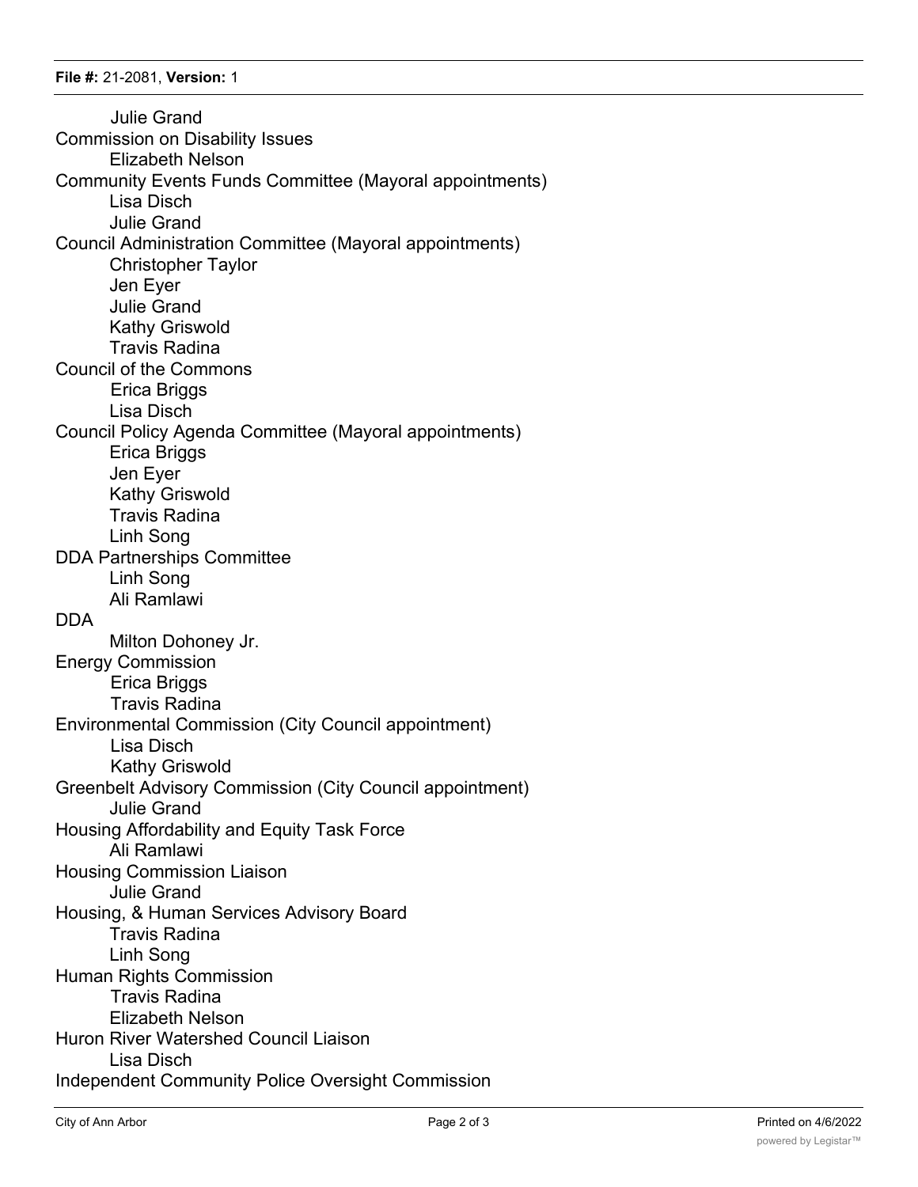Julie Grand

Commission on Disability Issues
- Elizabeth Nelson

Community Events Funds Committee (Mayoral appointments)
- Lisa Disch
- Julie Grand

Council Administration Committee (Mayoral appointments)
- Christopher Taylor
- Jen Eyer
- Julie Grand
- Kathy Griswold
- Travis Radina

Council of the Commons
- Erica Briggs
- Lisa Disch

Council Policy Agenda Committee (Mayoral appointments)
- Erica Briggs
- Jen Eyer
- Kathy Griswold
- Travis Radina
- Linh Song

DDA Partnerships Committee
- Linh Song
- Ali Ramlawi

DDA
- Milton Dohoney Jr.

Energy Commission
- Erica Briggs
- Travis Radina

Environmental Commission (City Council appointment)
- Lisa Disch
- Kathy Griswold

Greenbelt Advisory Commission (City Council appointment)
- Julie Grand

Housing Affordability and Equity Task Force
- Ali Ramlawi

Housing Commission Liaison
- Julie Grand

Housing, & Human Services Advisory Board
- Travis Radina
- Linh Song

Human Rights Commission
- Travis Radina
- Elizabeth Nelson

Huron River Watershed Council Liaison
- Lisa Disch

Independent Community Police Oversight Commission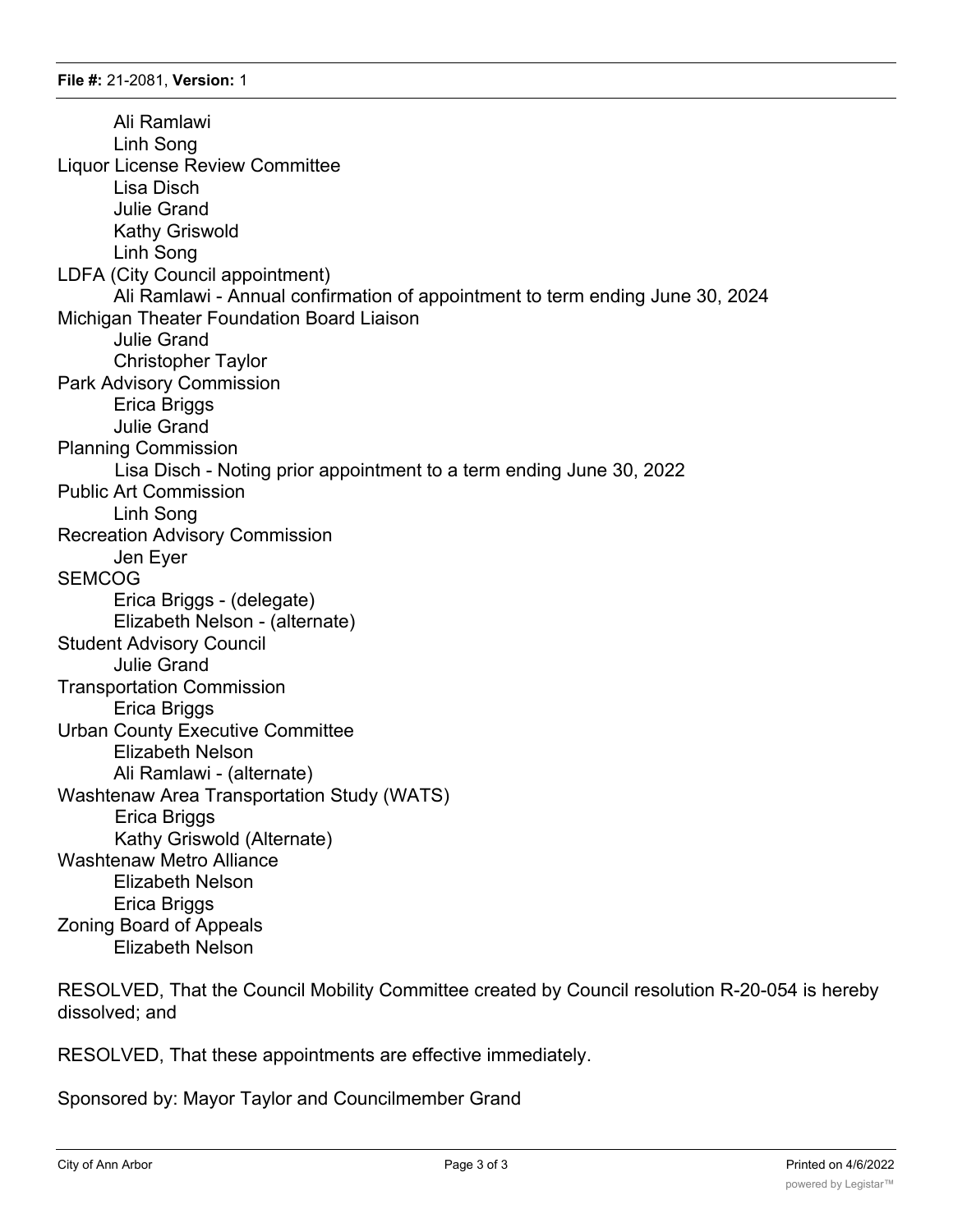Ali Ramlawi
Linh Song

Liquor License Review Committee
Lisa Disch
Julie Grand
Kathy Griswold
Linh Song

LDFA (City Council appointment)
Ali Ramlawi - Annual confirmation of appointment to term ending June 30, 2024

Michigan Theater Foundation Board Liaison
Julie Grand
Christopher Taylor

Park Advisory Commission
Erica Briggs
Julie Grand

Planning Commission
Lisa Disch - Noting prior appointment to a term ending June 30, 2022

Public Art Commission
Linh Song

Recreation Advisory Commission
Jen Eyer

SEMCOG
Erica Briggs - (delegate)
Elizabeth Nelson - (alternate)

Student Advisory Council
Julie Grand

Transportation Commission
Erica Briggs

Urban County Executive Committee
Elizabeth Nelson
Ali Ramlawi - (alternate)

Washtenaw Area Transportation Study (WATS)
Erica Briggs
Kathy Griswold (Alternate)

Washtenaw Metro Alliance
Elizabeth Nelson
Erica Briggs

Zoning Board of Appeals
Elizabeth Nelson

RESOLVED, That the Council Mobility Committee created by Council resolution R-20-054 is hereby dissolved; and

RESOLVED, That these appointments are effective immediately.

Sponsored by: Mayor Taylor and Councilmember Grand